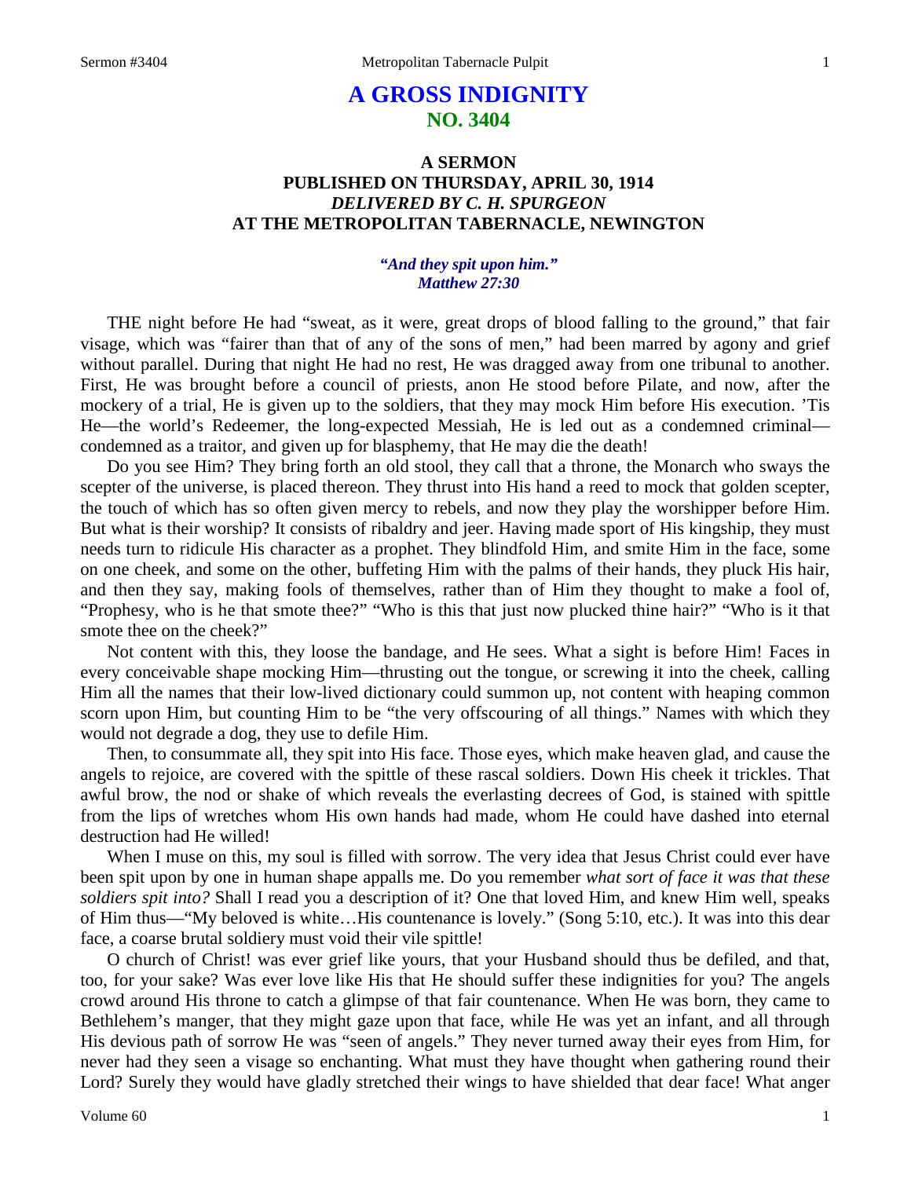# A GROSS INDIGNITY
## NO. 3404

### A SERMON
### PUBLISHED ON THURSDAY, APRIL 30, 1914
### *DELIVERED BY C. H. SPURGEON*
### AT THE METROPOLITAN TABERNACLE, NEWINGTON

***"And they spit upon him."***
***Matthew 27:30***

THE night before He had "sweat, as it were, great drops of blood falling to the ground," that fair visage, which was "fairer than that of any of the sons of men," had been marred by agony and grief without parallel. During that night He had no rest, He was dragged away from one tribunal to another. First, He was brought before a council of priests, anon He stood before Pilate, and now, after the mockery of a trial, He is given up to the soldiers, that they may mock Him before His execution. 'Tis He—the world's Redeemer, the long-expected Messiah, He is led out as a condemned criminal—condemned as a traitor, and given up for blasphemy, that He may die the death!

Do you see Him? They bring forth an old stool, they call that a throne, the Monarch who sways the scepter of the universe, is placed thereon. They thrust into His hand a reed to mock that golden scepter, the touch of which has so often given mercy to rebels, and now they play the worshipper before Him. But what is their worship? It consists of ribaldry and jeer. Having made sport of His kingship, they must needs turn to ridicule His character as a prophet. They blindfold Him, and smite Him in the face, some on one cheek, and some on the other, buffeting Him with the palms of their hands, they pluck His hair, and then they say, making fools of themselves, rather than of Him they thought to make a fool of, "Prophesy, who is he that smote thee?" "Who is this that just now plucked thine hair?" "Who is it that smote thee on the cheek?"

Not content with this, they loose the bandage, and He sees. What a sight is before Him! Faces in every conceivable shape mocking Him—thrusting out the tongue, or screwing it into the cheek, calling Him all the names that their low-lived dictionary could summon up, not content with heaping common scorn upon Him, but counting Him to be "the very offscouring of all things." Names with which they would not degrade a dog, they use to defile Him.

Then, to consummate all, they spit into His face. Those eyes, which make heaven glad, and cause the angels to rejoice, are covered with the spittle of these rascal soldiers. Down His cheek it trickles. That awful brow, the nod or shake of which reveals the everlasting decrees of God, is stained with spittle from the lips of wretches whom His own hands had made, whom He could have dashed into eternal destruction had He willed!

When I muse on this, my soul is filled with sorrow. The very idea that Jesus Christ could ever have been spit upon by one in human shape appalls me. Do you remember *what sort of face it was that these soldiers spit into?* Shall I read you a description of it? One that loved Him, and knew Him well, speaks of Him thus—"My beloved is white…His countenance is lovely." (Song 5:10, etc.). It was into this dear face, a coarse brutal soldiery must void their vile spittle!

O church of Christ! was ever grief like yours, that your Husband should thus be defiled, and that, too, for your sake? Was ever love like His that He should suffer these indignities for you? The angels crowd around His throne to catch a glimpse of that fair countenance. When He was born, they came to Bethlehem's manger, that they might gaze upon that face, while He was yet an infant, and all through His devious path of sorrow He was "seen of angels." They never turned away their eyes from Him, for never had they seen a visage so enchanting. What must they have thought when gathering round their Lord? Surely they would have gladly stretched their wings to have shielded that dear face! What anger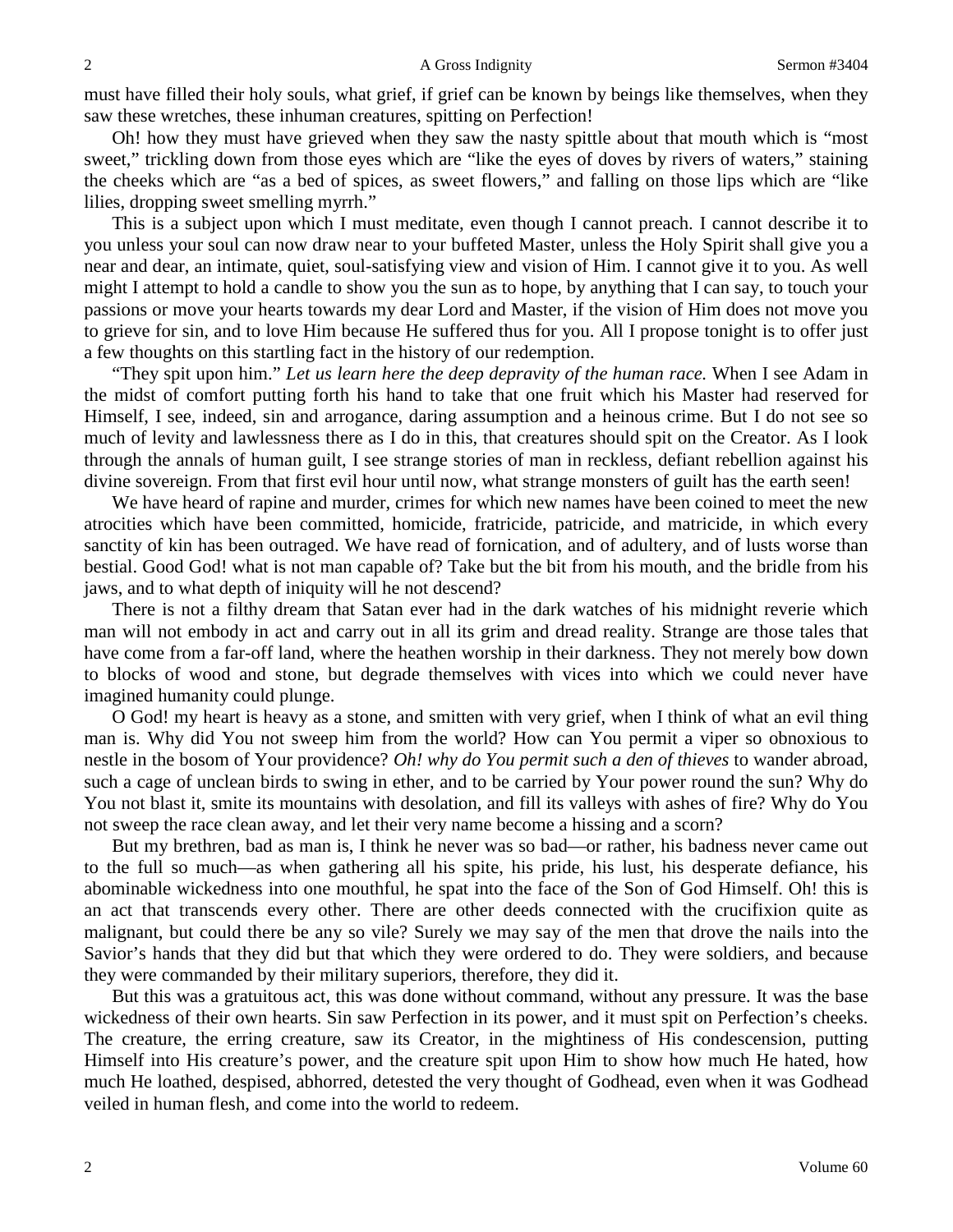must have filled their holy souls, what grief, if grief can be known by beings like themselves, when they saw these wretches, these inhuman creatures, spitting on Perfection!

Oh! how they must have grieved when they saw the nasty spittle about that mouth which is "most sweet," trickling down from those eyes which are "like the eyes of doves by rivers of waters," staining the cheeks which are "as a bed of spices, as sweet flowers," and falling on those lips which are "like lilies, dropping sweet smelling myrrh."

This is a subject upon which I must meditate, even though I cannot preach. I cannot describe it to you unless your soul can now draw near to your buffeted Master, unless the Holy Spirit shall give you a near and dear, an intimate, quiet, soul-satisfying view and vision of Him. I cannot give it to you. As well might I attempt to hold a candle to show you the sun as to hope, by anything that I can say, to touch your passions or move your hearts towards my dear Lord and Master, if the vision of Him does not move you to grieve for sin, and to love Him because He suffered thus for you. All I propose tonight is to offer just a few thoughts on this startling fact in the history of our redemption.

"They spit upon him." *Let us learn here the deep depravity of the human race.* When I see Adam in the midst of comfort putting forth his hand to take that one fruit which his Master had reserved for Himself, I see, indeed, sin and arrogance, daring assumption and a heinous crime. But I do not see so much of levity and lawlessness there as I do in this, that creatures should spit on the Creator. As I look through the annals of human guilt, I see strange stories of man in reckless, defiant rebellion against his divine sovereign. From that first evil hour until now, what strange monsters of guilt has the earth seen!

We have heard of rapine and murder, crimes for which new names have been coined to meet the new atrocities which have been committed, homicide, fratricide, patricide, and matricide, in which every sanctity of kin has been outraged. We have read of fornication, and of adultery, and of lusts worse than bestial. Good God! what is not man capable of? Take but the bit from his mouth, and the bridle from his jaws, and to what depth of iniquity will he not descend?

There is not a filthy dream that Satan ever had in the dark watches of his midnight reverie which man will not embody in act and carry out in all its grim and dread reality. Strange are those tales that have come from a far-off land, where the heathen worship in their darkness. They not merely bow down to blocks of wood and stone, but degrade themselves with vices into which we could never have imagined humanity could plunge.

O God! my heart is heavy as a stone, and smitten with very grief, when I think of what an evil thing man is. Why did You not sweep him from the world? How can You permit a viper so obnoxious to nestle in the bosom of Your providence? *Oh! why do You permit such a den of thieves* to wander abroad, such a cage of unclean birds to swing in ether, and to be carried by Your power round the sun? Why do You not blast it, smite its mountains with desolation, and fill its valleys with ashes of fire? Why do You not sweep the race clean away, and let their very name become a hissing and a scorn?

But my brethren, bad as man is, I think he never was so bad—or rather, his badness never came out to the full so much—as when gathering all his spite, his pride, his lust, his desperate defiance, his abominable wickedness into one mouthful, he spat into the face of the Son of God Himself. Oh! this is an act that transcends every other. There are other deeds connected with the crucifixion quite as malignant, but could there be any so vile? Surely we may say of the men that drove the nails into the Savior's hands that they did but that which they were ordered to do. They were soldiers, and because they were commanded by their military superiors, therefore, they did it.

But this was a gratuitous act, this was done without command, without any pressure. It was the base wickedness of their own hearts. Sin saw Perfection in its power, and it must spit on Perfection's cheeks. The creature, the erring creature, saw its Creator, in the mightiness of His condescension, putting Himself into His creature's power, and the creature spit upon Him to show how much He hated, how much He loathed, despised, abhorred, detested the very thought of Godhead, even when it was Godhead veiled in human flesh, and come into the world to redeem.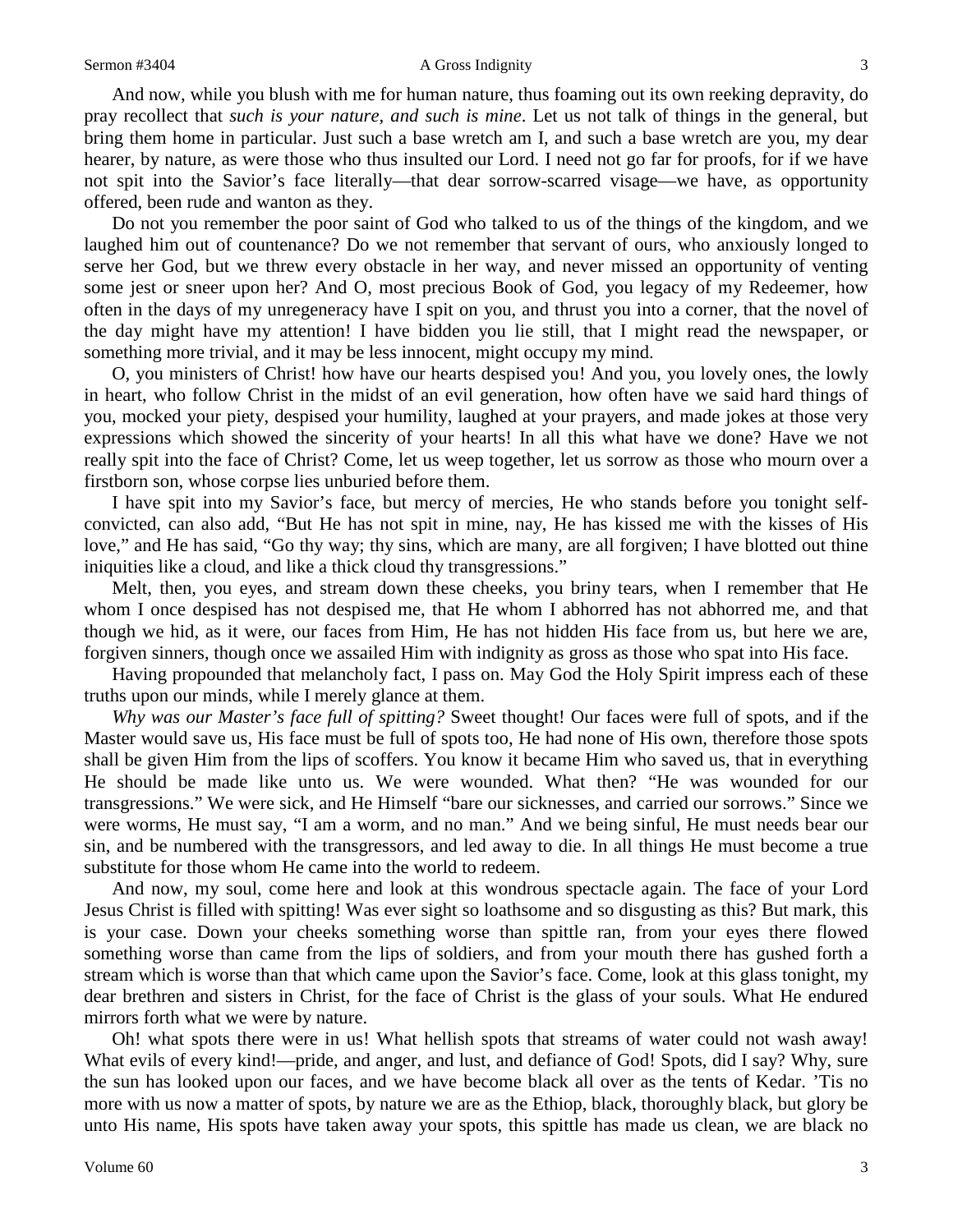And now, while you blush with me for human nature, thus foaming out its own reeking depravity, do pray recollect that *such is your nature, and such is mine*. Let us not talk of things in the general, but bring them home in particular. Just such a base wretch am I, and such a base wretch are you, my dear hearer, by nature, as were those who thus insulted our Lord. I need not go far for proofs, for if we have not spit into the Savior's face literally—that dear sorrow-scarred visage—we have, as opportunity offered, been rude and wanton as they.

Do not you remember the poor saint of God who talked to us of the things of the kingdom, and we laughed him out of countenance? Do we not remember that servant of ours, who anxiously longed to serve her God, but we threw every obstacle in her way, and never missed an opportunity of venting some jest or sneer upon her? And O, most precious Book of God, you legacy of my Redeemer, how often in the days of my unregeneracy have I spit on you, and thrust you into a corner, that the novel of the day might have my attention! I have bidden you lie still, that I might read the newspaper, or something more trivial, and it may be less innocent, might occupy my mind.

O, you ministers of Christ! how have our hearts despised you! And you, you lovely ones, the lowly in heart, who follow Christ in the midst of an evil generation, how often have we said hard things of you, mocked your piety, despised your humility, laughed at your prayers, and made jokes at those very expressions which showed the sincerity of your hearts! In all this what have we done? Have we not really spit into the face of Christ? Come, let us weep together, let us sorrow as those who mourn over a firstborn son, whose corpse lies unburied before them.

I have spit into my Savior's face, but mercy of mercies, He who stands before you tonight self-convicted, can also add, "But He has not spit in mine, nay, He has kissed me with the kisses of His love," and He has said, "Go thy way; thy sins, which are many, are all forgiven; I have blotted out thine iniquities like a cloud, and like a thick cloud thy transgressions."

Melt, then, you eyes, and stream down these cheeks, you briny tears, when I remember that He whom I once despised has not despised me, that He whom I abhorred has not abhorred me, and that though we hid, as it were, our faces from Him, He has not hidden His face from us, but here we are, forgiven sinners, though once we assailed Him with indignity as gross as those who spat into His face.

Having propounded that melancholy fact, I pass on. May God the Holy Spirit impress each of these truths upon our minds, while I merely glance at them.

*Why was our Master's face full of spitting?* Sweet thought! Our faces were full of spots, and if the Master would save us, His face must be full of spots too, He had none of His own, therefore those spots shall be given Him from the lips of scoffers. You know it became Him who saved us, that in everything He should be made like unto us. We were wounded. What then? "He was wounded for our transgressions." We were sick, and He Himself "bare our sicknesses, and carried our sorrows." Since we were worms, He must say, "I am a worm, and no man." And we being sinful, He must needs bear our sin, and be numbered with the transgressors, and led away to die. In all things He must become a true substitute for those whom He came into the world to redeem.

And now, my soul, come here and look at this wondrous spectacle again. The face of your Lord Jesus Christ is filled with spitting! Was ever sight so loathsome and so disgusting as this? But mark, this is your case. Down your cheeks something worse than spittle ran, from your eyes there flowed something worse than came from the lips of soldiers, and from your mouth there has gushed forth a stream which is worse than that which came upon the Savior's face. Come, look at this glass tonight, my dear brethren and sisters in Christ, for the face of Christ is the glass of your souls. What He endured mirrors forth what we were by nature.

Oh! what spots there were in us! What hellish spots that streams of water could not wash away! What evils of every kind!—pride, and anger, and lust, and defiance of God! Spots, did I say? Why, sure the sun has looked upon our faces, and we have become black all over as the tents of Kedar. 'Tis no more with us now a matter of spots, by nature we are as the Ethiop, black, thoroughly black, but glory be unto His name, His spots have taken away your spots, this spittle has made us clean, we are black no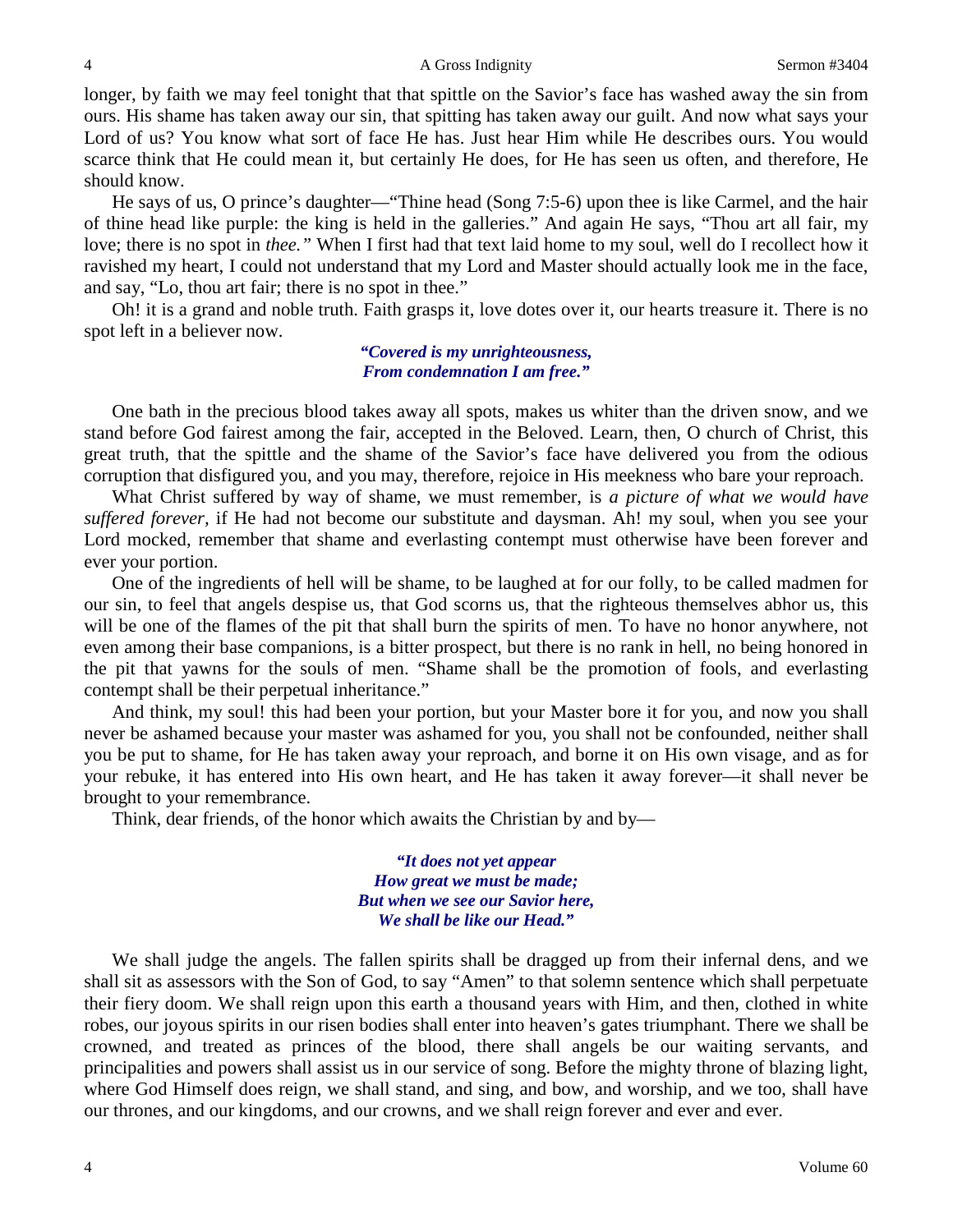longer, by faith we may feel tonight that that spittle on the Savior's face has washed away the sin from ours. His shame has taken away our sin, that spitting has taken away our guilt. And now what says your Lord of us? You know what sort of face He has. Just hear Him while He describes ours. You would scarce think that He could mean it, but certainly He does, for He has seen us often, and therefore, He should know.

He says of us, O prince's daughter—"Thine head (Song 7:5-6) upon thee is like Carmel, and the hair of thine head like purple: the king is held in the galleries." And again He says, "Thou art all fair, my love; there is no spot in *thee."* When I first had that text laid home to my soul, well do I recollect how it ravished my heart, I could not understand that my Lord and Master should actually look me in the face, and say, "Lo, thou art fair; there is no spot in thee."

Oh! it is a grand and noble truth. Faith grasps it, love dotes over it, our hearts treasure it. There is no spot left in a believer now.

> ***"Covered is my unrighteousness,***
> ***From condemnation I am free."***

One bath in the precious blood takes away all spots, makes us whiter than the driven snow, and we stand before God fairest among the fair, accepted in the Beloved. Learn, then, O church of Christ, this great truth, that the spittle and the shame of the Savior's face have delivered you from the odious corruption that disfigured you, and you may, therefore, rejoice in His meekness who bare your reproach.

What Christ suffered by way of shame, we must remember, is *a picture of what we would have suffered forever,* if He had not become our substitute and daysman. Ah! my soul, when you see your Lord mocked, remember that shame and everlasting contempt must otherwise have been forever and ever your portion.

One of the ingredients of hell will be shame, to be laughed at for our folly, to be called madmen for our sin, to feel that angels despise us, that God scorns us, that the righteous themselves abhor us, this will be one of the flames of the pit that shall burn the spirits of men. To have no honor anywhere, not even among their base companions, is a bitter prospect, but there is no rank in hell, no being honored in the pit that yawns for the souls of men. "Shame shall be the promotion of fools, and everlasting contempt shall be their perpetual inheritance."

And think, my soul! this had been your portion, but your Master bore it for you, and now you shall never be ashamed because your master was ashamed for you, you shall not be confounded, neither shall you be put to shame, for He has taken away your reproach, and borne it on His own visage, and as for your rebuke, it has entered into His own heart, and He has taken it away forever—it shall never be brought to your remembrance.

Think, dear friends, of the honor which awaits the Christian by and by—

> ***"It does not yet appear***
> ***How great we must be made;***
> ***But when we see our Savior here,***
> ***We shall be like our Head."***

We shall judge the angels. The fallen spirits shall be dragged up from their infernal dens, and we shall sit as assessors with the Son of God, to say "Amen" to that solemn sentence which shall perpetuate their fiery doom. We shall reign upon this earth a thousand years with Him, and then, clothed in white robes, our joyous spirits in our risen bodies shall enter into heaven's gates triumphant. There we shall be crowned, and treated as princes of the blood, there shall angels be our waiting servants, and principalities and powers shall assist us in our service of song. Before the mighty throne of blazing light, where God Himself does reign, we shall stand, and sing, and bow, and worship, and we too, shall have our thrones, and our kingdoms, and our crowns, and we shall reign forever and ever and ever.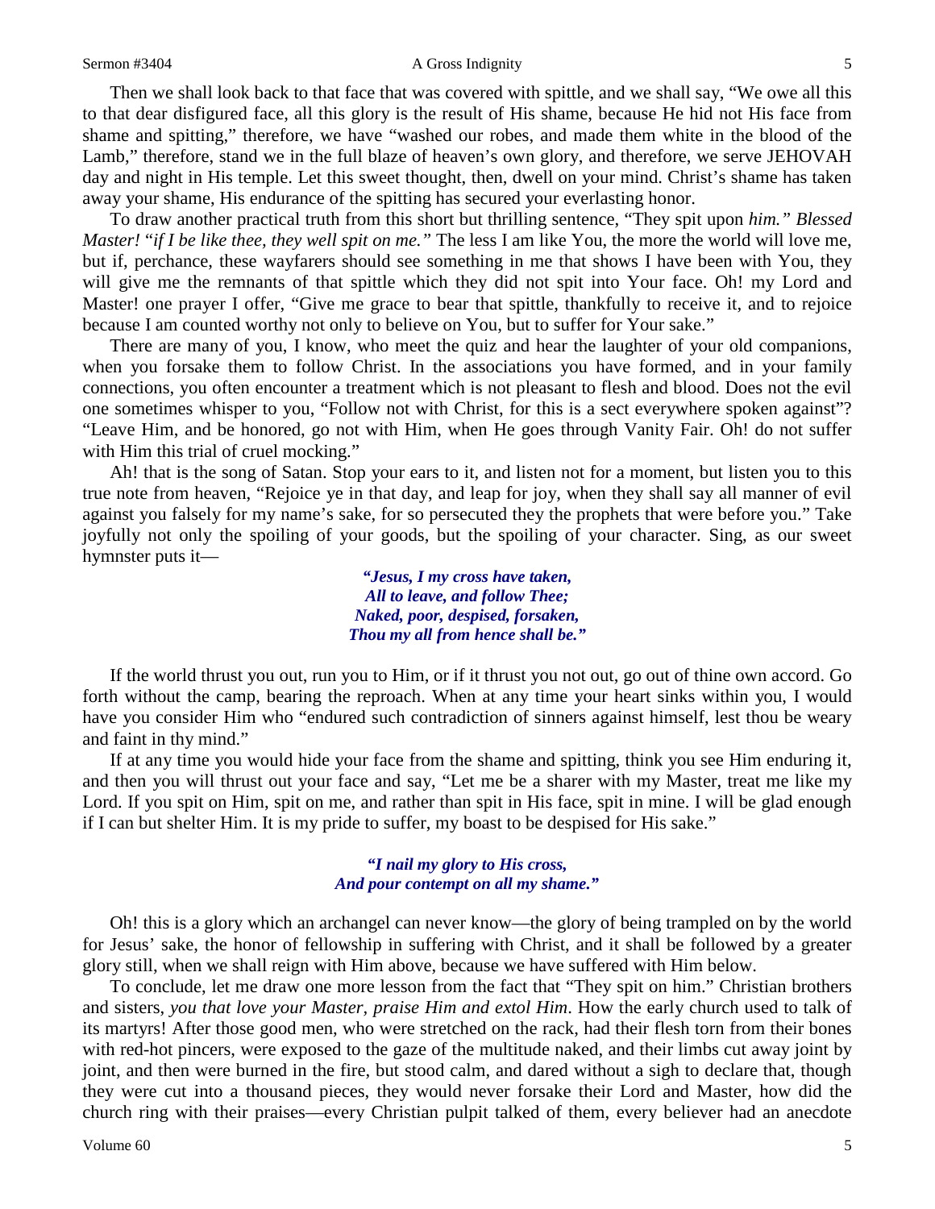Then we shall look back to that face that was covered with spittle, and we shall say, "We owe all this to that dear disfigured face, all this glory is the result of His shame, because He hid not His face from shame and spitting," therefore, we have "washed our robes, and made them white in the blood of the Lamb," therefore, stand we in the full blaze of heaven's own glory, and therefore, we serve JEHOVAH day and night in His temple. Let this sweet thought, then, dwell on your mind. Christ's shame has taken away your shame, His endurance of the spitting has secured your everlasting honor.

To draw another practical truth from this short but thrilling sentence, "They spit upon *him." Blessed Master! "if I be like thee, they well spit on me."* The less I am like You, the more the world will love me, but if, perchance, these wayfarers should see something in me that shows I have been with You, they will give me the remnants of that spittle which they did not spit into Your face. Oh! my Lord and Master! one prayer I offer, "Give me grace to bear that spittle, thankfully to receive it, and to rejoice because I am counted worthy not only to believe on You, but to suffer for Your sake."

There are many of you, I know, who meet the quiz and hear the laughter of your old companions, when you forsake them to follow Christ. In the associations you have formed, and in your family connections, you often encounter a treatment which is not pleasant to flesh and blood. Does not the evil one sometimes whisper to you, "Follow not with Christ, for this is a sect everywhere spoken against"? "Leave Him, and be honored, go not with Him, when He goes through Vanity Fair. Oh! do not suffer with Him this trial of cruel mocking."

Ah! that is the song of Satan. Stop your ears to it, and listen not for a moment, but listen you to this true note from heaven, "Rejoice ye in that day, and leap for joy, when they shall say all manner of evil against you falsely for my name's sake, for so persecuted they the prophets that were before you." Take joyfully not only the spoiling of your goods, but the spoiling of your character. Sing, as our sweet hymnster puts it—

> ***"Jesus, I my cross have taken,***
> ***All to leave, and follow Thee;***
> ***Naked, poor, despised, forsaken,***
> ***Thou my all from hence shall be."***

If the world thrust you out, run you to Him, or if it thrust you not out, go out of thine own accord. Go forth without the camp, bearing the reproach. When at any time your heart sinks within you, I would have you consider Him who "endured such contradiction of sinners against himself, lest thou be weary and faint in thy mind."

If at any time you would hide your face from the shame and spitting, think you see Him enduring it, and then you will thrust out your face and say, "Let me be a sharer with my Master, treat me like my Lord. If you spit on Him, spit on me, and rather than spit in His face, spit in mine. I will be glad enough if I can but shelter Him. It is my pride to suffer, my boast to be despised for His sake."

> ***"I nail my glory to His cross,***
> ***And pour contempt on all my shame."***

Oh! this is a glory which an archangel can never know—the glory of being trampled on by the world for Jesus' sake, the honor of fellowship in suffering with Christ, and it shall be followed by a greater glory still, when we shall reign with Him above, because we have suffered with Him below.

To conclude, let me draw one more lesson from the fact that "They spit on him." Christian brothers and sisters, *you that love your Master, praise Him and extol Him*. How the early church used to talk of its martyrs! After those good men, who were stretched on the rack, had their flesh torn from their bones with red-hot pincers, were exposed to the gaze of the multitude naked, and their limbs cut away joint by joint, and then were burned in the fire, but stood calm, and dared without a sigh to declare that, though they were cut into a thousand pieces, they would never forsake their Lord and Master, how did the church ring with their praises—every Christian pulpit talked of them, every believer had an anecdote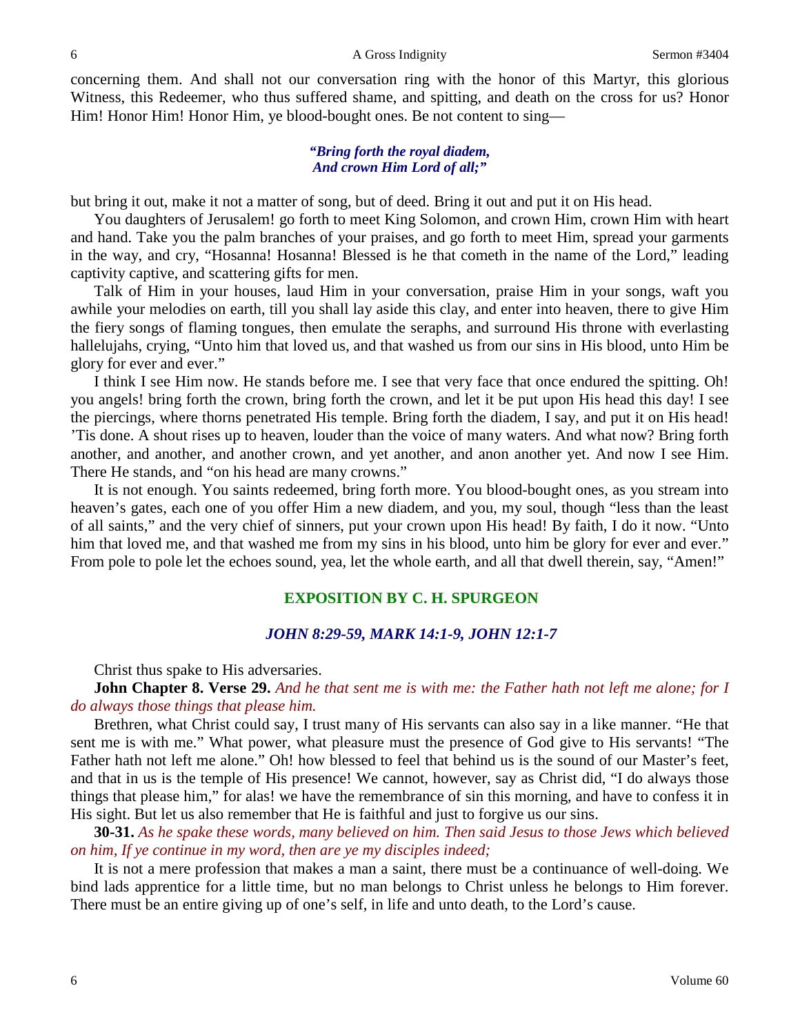concerning them. And shall not our conversation ring with the honor of this Martyr, this glorious Witness, this Redeemer, who thus suffered shame, and spitting, and death on the cross for us? Honor Him! Honor Him! Honor Him, ye blood-bought ones. Be not content to sing—

> ***"Bring forth the royal diadem,***
> ***And crown Him Lord of all;"***

but bring it out, make it not a matter of song, but of deed. Bring it out and put it on His head.

You daughters of Jerusalem! go forth to meet King Solomon, and crown Him, crown Him with heart and hand. Take you the palm branches of your praises, and go forth to meet Him, spread your garments in the way, and cry, "Hosanna! Hosanna! Blessed is he that cometh in the name of the Lord," leading captivity captive, and scattering gifts for men.

Talk of Him in your houses, laud Him in your conversation, praise Him in your songs, waft you awhile your melodies on earth, till you shall lay aside this clay, and enter into heaven, there to give Him the fiery songs of flaming tongues, then emulate the seraphs, and surround His throne with everlasting hallelujahs, crying, "Unto him that loved us, and that washed us from our sins in His blood, unto Him be glory for ever and ever."

I think I see Him now. He stands before me. I see that very face that once endured the spitting. Oh! you angels! bring forth the crown, bring forth the crown, and let it be put upon His head this day! I see the piercings, where thorns penetrated His temple. Bring forth the diadem, I say, and put it on His head! 'Tis done. A shout rises up to heaven, louder than the voice of many waters. And what now? Bring forth another, and another, and another crown, and yet another, and anon another yet. And now I see Him. There He stands, and "on his head are many crowns."

It is not enough. You saints redeemed, bring forth more. You blood-bought ones, as you stream into heaven's gates, each one of you offer Him a new diadem, and you, my soul, though "less than the least of all saints," and the very chief of sinners, put your crown upon His head! By faith, I do it now. "Unto him that loved me, and that washed me from my sins in his blood, unto him be glory for ever and ever." From pole to pole let the echoes sound, yea, let the whole earth, and all that dwell therein, say, "Amen!"

## EXPOSITION BY C. H. SPURGEON

### *JOHN 8:29-59, MARK 14:1-9, JOHN 12:1-7*

Christ thus spake to His adversaries.

**John Chapter 8. Verse 29.** *And he that sent me is with me: the Father hath not left me alone; for I do always those things that please him.*

Brethren, what Christ could say, I trust many of His servants can also say in a like manner. "He that sent me is with me." What power, what pleasure must the presence of God give to His servants! "The Father hath not left me alone." Oh! how blessed to feel that behind us is the sound of our Master's feet, and that in us is the temple of His presence! We cannot, however, say as Christ did, "I do always those things that please him," for alas! we have the remembrance of sin this morning, and have to confess it in His sight. But let us also remember that He is faithful and just to forgive us our sins.

**30-31.** *As he spake these words, many believed on him. Then said Jesus to those Jews which believed on him, If ye continue in my word, then are ye my disciples indeed;*

It is not a mere profession that makes a man a saint, there must be a continuance of well-doing. We bind lads apprentice for a little time, but no man belongs to Christ unless he belongs to Him forever. There must be an entire giving up of one's self, in life and unto death, to the Lord's cause.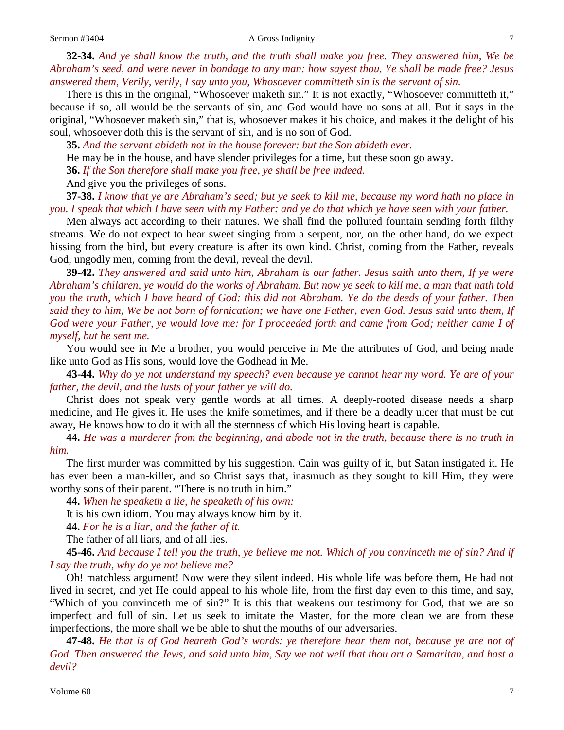**32-34.** *And ye shall know the truth, and the truth shall make you free. They answered him, We be Abraham's seed, and were never in bondage to any man: how sayest thou, Ye shall be made free? Jesus answered them, Verily, verily, I say unto you, Whosoever committeth sin is the servant of sin.*

There is this in the original, "Whosoever maketh sin." It is not exactly, "Whosoever committeth it," because if so, all would be the servants of sin, and God would have no sons at all. But it says in the original, "Whosoever maketh sin," that is, whosoever makes it his choice, and makes it the delight of his soul, whosoever doth this is the servant of sin, and is no son of God.

**35.** *And the servant abideth not in the house forever: but the Son abideth ever.*

He may be in the house, and have slender privileges for a time, but these soon go away.

**36.** *If the Son therefore shall make you free, ye shall be free indeed.*

And give you the privileges of sons.

**37-38.** *I know that ye are Abraham's seed; but ye seek to kill me, because my word hath no place in you. I speak that which I have seen with my Father: and ye do that which ye have seen with your father.*

Men always act according to their natures. We shall find the polluted fountain sending forth filthy streams. We do not expect to hear sweet singing from a serpent, nor, on the other hand, do we expect hissing from the bird, but every creature is after its own kind. Christ, coming from the Father, reveals God, ungodly men, coming from the devil, reveal the devil.

**39-42.** *They answered and said unto him, Abraham is our father. Jesus saith unto them, If ye were Abraham's children, ye would do the works of Abraham. But now ye seek to kill me, a man that hath told you the truth, which I have heard of God: this did not Abraham. Ye do the deeds of your father. Then said they to him, We be not born of fornication; we have one Father, even God. Jesus said unto them, If God were your Father, ye would love me: for I proceeded forth and came from God; neither came I of myself, but he sent me.*

You would see in Me a brother, you would perceive in Me the attributes of God, and being made like unto God as His sons, would love the Godhead in Me.

**43-44.** *Why do ye not understand my speech? even because ye cannot hear my word. Ye are of your father, the devil, and the lusts of your father ye will do.*

Christ does not speak very gentle words at all times. A deeply-rooted disease needs a sharp medicine, and He gives it. He uses the knife sometimes, and if there be a deadly ulcer that must be cut away, He knows how to do it with all the sternness of which His loving heart is capable.

**44.** *He was a murderer from the beginning, and abode not in the truth, because there is no truth in him.*

The first murder was committed by his suggestion. Cain was guilty of it, but Satan instigated it. He has ever been a man-killer, and so Christ says that, inasmuch as they sought to kill Him, they were worthy sons of their parent. "There is no truth in him."

**44.** *When he speaketh a lie, he speaketh of his own:*

It is his own idiom. You may always know him by it.

**44.** *For he is a liar, and the father of it.*

The father of all liars, and of all lies.

**45-46.** *And because I tell you the truth, ye believe me not. Which of you convinceth me of sin? And if I say the truth, why do ye not believe me?*

Oh! matchless argument! Now were they silent indeed. His whole life was before them, He had not lived in secret, and yet He could appeal to his whole life, from the first day even to this time, and say, "Which of you convinceth me of sin?" It is this that weakens our testimony for God, that we are so imperfect and full of sin. Let us seek to imitate the Master, for the more clean we are from these imperfections, the more shall we be able to shut the mouths of our adversaries.

**47-48.** *He that is of God heareth God's words: ye therefore hear them not, because ye are not of God. Then answered the Jews, and said unto him, Say we not well that thou art a Samaritan, and hast a devil?*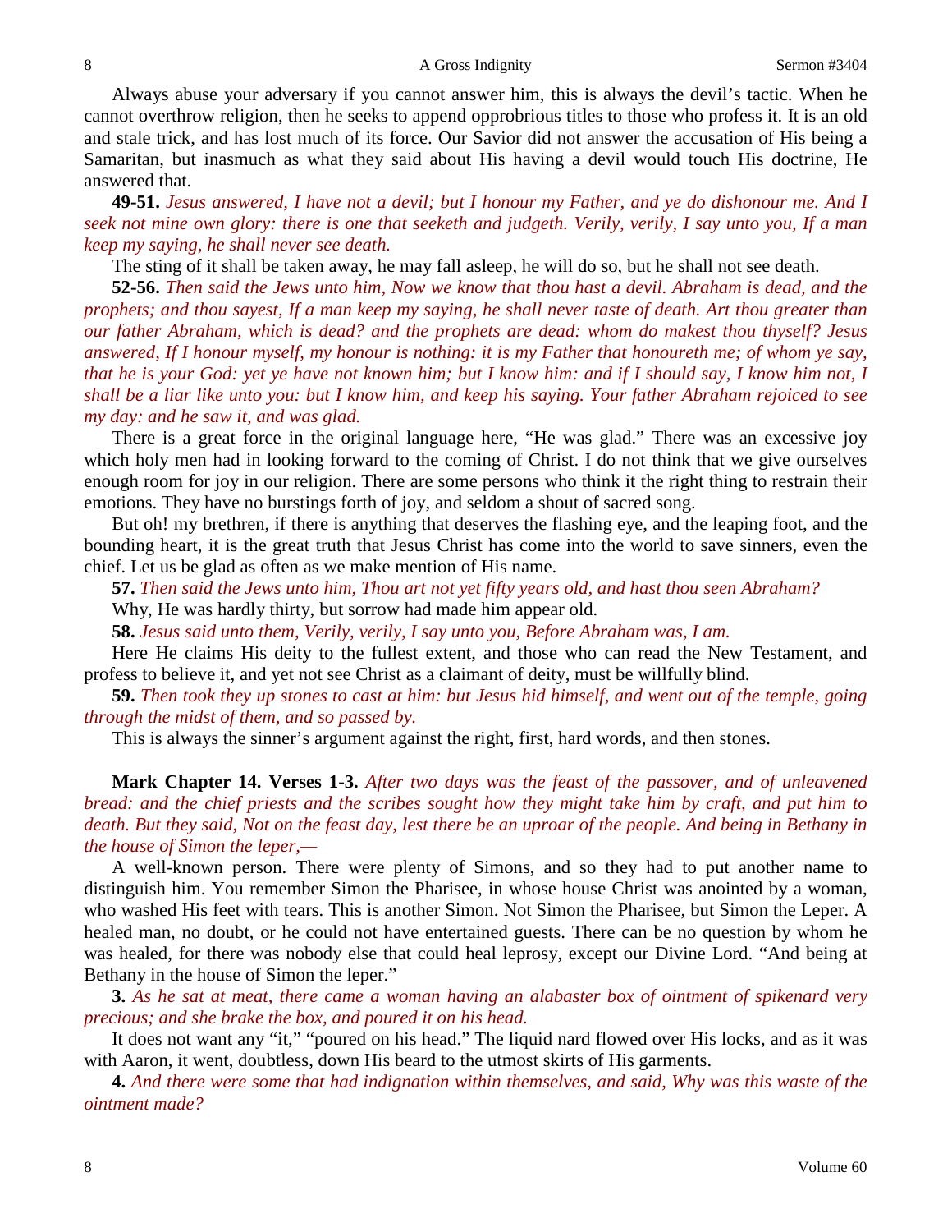Always abuse your adversary if you cannot answer him, this is always the devil's tactic. When he cannot overthrow religion, then he seeks to append opprobrious titles to those who profess it. It is an old and stale trick, and has lost much of its force. Our Savior did not answer the accusation of His being a Samaritan, but inasmuch as what they said about His having a devil would touch His doctrine, He answered that.

**49-51.** *Jesus answered, I have not a devil; but I honour my Father, and ye do dishonour me. And I seek not mine own glory: there is one that seeketh and judgeth. Verily, verily, I say unto you, If a man keep my saying, he shall never see death.*

The sting of it shall be taken away, he may fall asleep, he will do so, but he shall not see death.

**52-56.** *Then said the Jews unto him, Now we know that thou hast a devil. Abraham is dead, and the prophets; and thou sayest, If a man keep my saying, he shall never taste of death. Art thou greater than our father Abraham, which is dead? and the prophets are dead: whom do makest thou thyself? Jesus answered, If I honour myself, my honour is nothing: it is my Father that honoureth me; of whom ye say, that he is your God: yet ye have not known him; but I know him: and if I should say, I know him not, I shall be a liar like unto you: but I know him, and keep his saying. Your father Abraham rejoiced to see my day: and he saw it, and was glad.*

There is a great force in the original language here, "He was glad." There was an excessive joy which holy men had in looking forward to the coming of Christ. I do not think that we give ourselves enough room for joy in our religion. There are some persons who think it the right thing to restrain their emotions. They have no burstings forth of joy, and seldom a shout of sacred song.

But oh! my brethren, if there is anything that deserves the flashing eye, and the leaping foot, and the bounding heart, it is the great truth that Jesus Christ has come into the world to save sinners, even the chief. Let us be glad as often as we make mention of His name.

**57.** *Then said the Jews unto him, Thou art not yet fifty years old, and hast thou seen Abraham?*

Why, He was hardly thirty, but sorrow had made him appear old.

**58.** *Jesus said unto them, Verily, verily, I say unto you, Before Abraham was, I am.*

Here He claims His deity to the fullest extent, and those who can read the New Testament, and profess to believe it, and yet not see Christ as a claimant of deity, must be willfully blind.

**59.** *Then took they up stones to cast at him: but Jesus hid himself, and went out of the temple, going through the midst of them, and so passed by.*

This is always the sinner's argument against the right, first, hard words, and then stones.

**Mark Chapter 14. Verses 1-3.** *After two days was the feast of the passover, and of unleavened bread: and the chief priests and the scribes sought how they might take him by craft, and put him to death. But they said, Not on the feast day, lest there be an uproar of the people. And being in Bethany in the house of Simon the leper,—*

A well-known person. There were plenty of Simons, and so they had to put another name to distinguish him. You remember Simon the Pharisee, in whose house Christ was anointed by a woman, who washed His feet with tears. This is another Simon. Not Simon the Pharisee, but Simon the Leper. A healed man, no doubt, or he could not have entertained guests. There can be no question by whom he was healed, for there was nobody else that could heal leprosy, except our Divine Lord. "And being at Bethany in the house of Simon the leper."

**3.** *As he sat at meat, there came a woman having an alabaster box of ointment of spikenard very precious; and she brake the box, and poured it on his head.*

It does not want any "it," "poured on his head." The liquid nard flowed over His locks, and as it was with Aaron, it went, doubtless, down His beard to the utmost skirts of His garments.

**4.** *And there were some that had indignation within themselves, and said, Why was this waste of the ointment made?*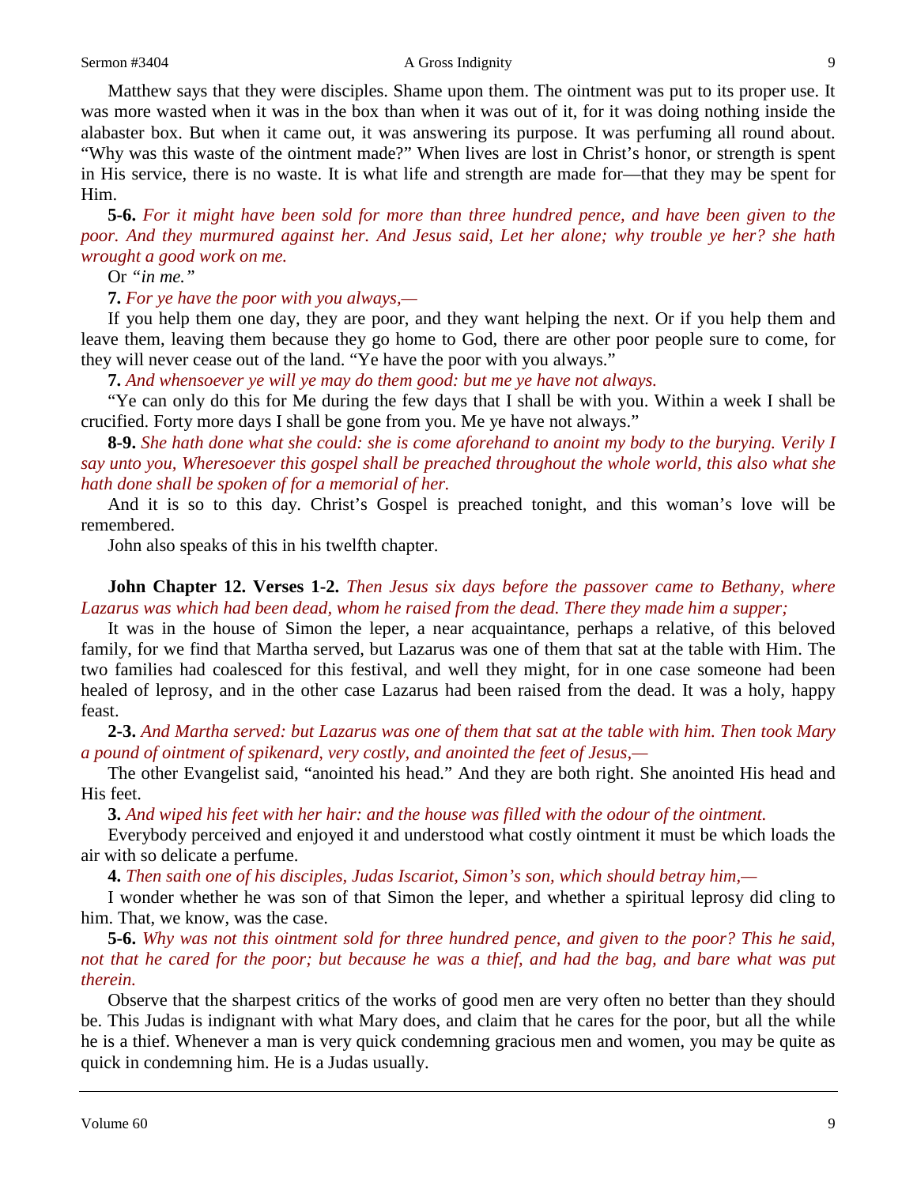Matthew says that they were disciples. Shame upon them. The ointment was put to its proper use. It was more wasted when it was in the box than when it was out of it, for it was doing nothing inside the alabaster box. But when it came out, it was answering its purpose. It was perfuming all round about. "Why was this waste of the ointment made?" When lives are lost in Christ's honor, or strength is spent in His service, there is no waste. It is what life and strength are made for—that they may be spent for Him.

**5-6.** *For it might have been sold for more than three hundred pence, and have been given to the poor. And they murmured against her. And Jesus said, Let her alone; why trouble ye her? she hath wrought a good work on me.*

Or *"in me."*

**7.** *For ye have the poor with you always,—*

If you help them one day, they are poor, and they want helping the next. Or if you help them and leave them, leaving them because they go home to God, there are other poor people sure to come, for they will never cease out of the land. "Ye have the poor with you always."

**7.** *And whensoever ye will ye may do them good: but me ye have not always.*

"Ye can only do this for Me during the few days that I shall be with you. Within a week I shall be crucified. Forty more days I shall be gone from you. Me ye have not always."

**8-9.** *She hath done what she could: she is come aforehand to anoint my body to the burying. Verily I say unto you, Wheresoever this gospel shall be preached throughout the whole world, this also what she hath done shall be spoken of for a memorial of her.*

And it is so to this day. Christ's Gospel is preached tonight, and this woman's love will be remembered.

John also speaks of this in his twelfth chapter.

**John Chapter 12. Verses 1-2.** *Then Jesus six days before the passover came to Bethany, where Lazarus was which had been dead, whom he raised from the dead. There they made him a supper;*

It was in the house of Simon the leper, a near acquaintance, perhaps a relative, of this beloved family, for we find that Martha served, but Lazarus was one of them that sat at the table with Him. The two families had coalesced for this festival, and well they might, for in one case someone had been healed of leprosy, and in the other case Lazarus had been raised from the dead. It was a holy, happy feast.

**2-3.** *And Martha served: but Lazarus was one of them that sat at the table with him. Then took Mary a pound of ointment of spikenard, very costly, and anointed the feet of Jesus,—*

The other Evangelist said, "anointed his head." And they are both right. She anointed His head and His feet.

**3.** *And wiped his feet with her hair: and the house was filled with the odour of the ointment.*

Everybody perceived and enjoyed it and understood what costly ointment it must be which loads the air with so delicate a perfume.

**4.** *Then saith one of his disciples, Judas Iscariot, Simon's son, which should betray him,—*

I wonder whether he was son of that Simon the leper, and whether a spiritual leprosy did cling to him. That, we know, was the case.

**5-6.** *Why was not this ointment sold for three hundred pence, and given to the poor? This he said, not that he cared for the poor; but because he was a thief, and had the bag, and bare what was put therein.*

Observe that the sharpest critics of the works of good men are very often no better than they should be. This Judas is indignant with what Mary does, and claim that he cares for the poor, but all the while he is a thief. Whenever a man is very quick condemning gracious men and women, you may be quite as quick in condemning him. He is a Judas usually.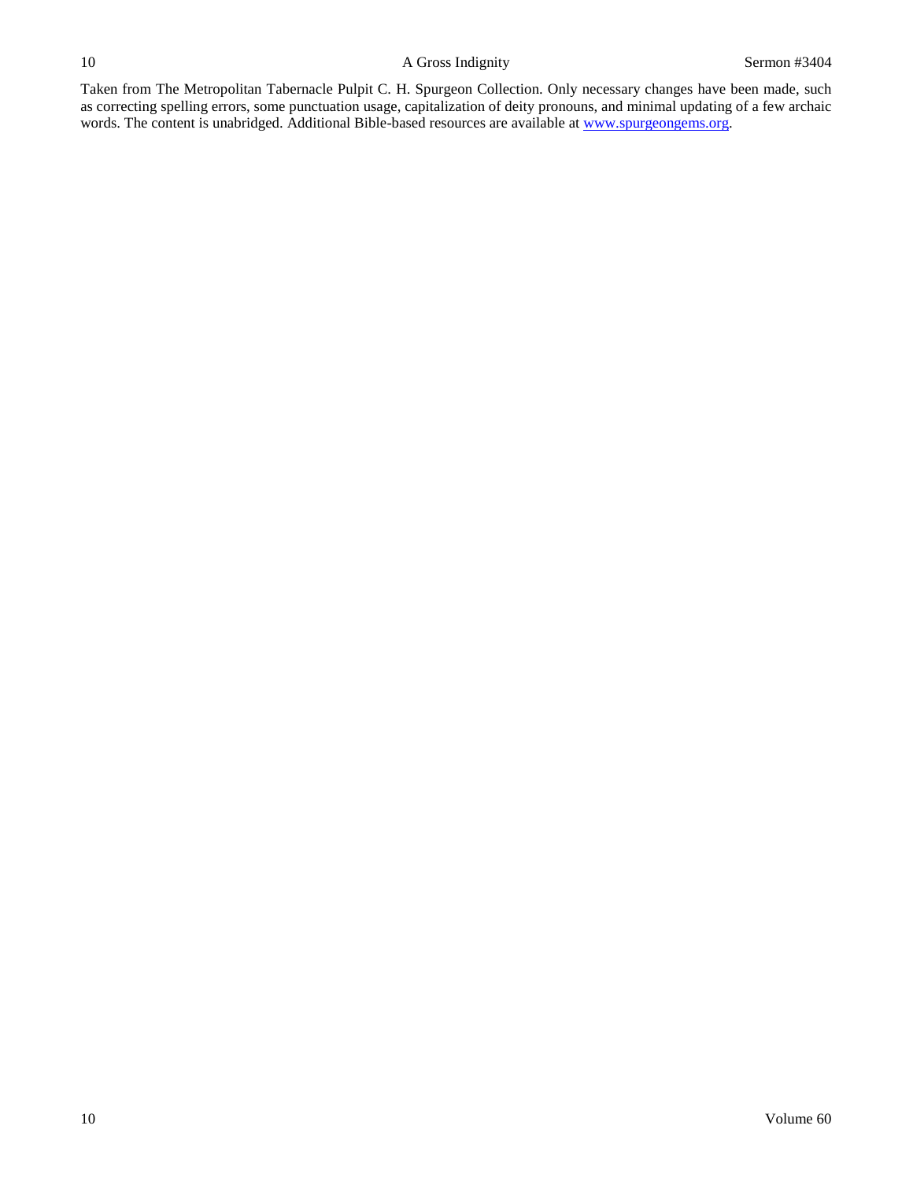Taken from The Metropolitan Tabernacle Pulpit C. H. Spurgeon Collection. Only necessary changes have been made, such as correcting spelling errors, some punctuation usage, capitalization of deity pronouns, and minimal updating of a few archaic words. The content is unabridged. Additional Bible-based resources are available at [www.spurgeongems.org](http://www.spurgeongems.org).